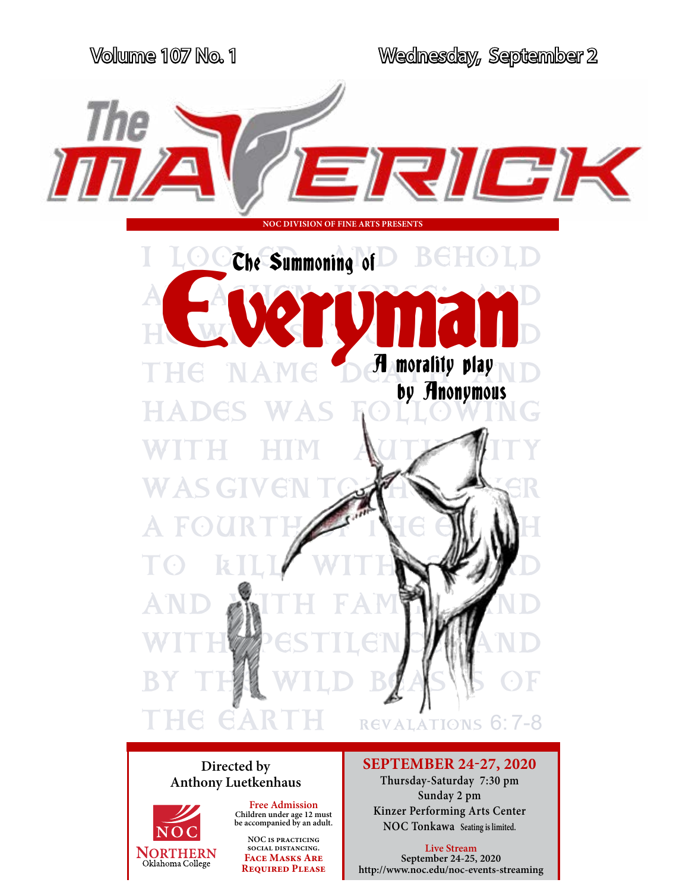Volume 107 No. 1 | Wednesday, September 2

# The MAVERICK

NOC DIVISION OF FINE ARTS PRESENTS

# The Summoning of Everyman

## A morality play by Anonymous

I LOOKED, AND BEHOLD A PALE HORSE; AND HE WHO SAT ON IT HAD THE NAME DEATH; AND HADES WAS FOLLOWING WITH HIM. AUTHORITY WAS GIVEN TO THEM OVER A FOURTH OF THE EARTH, TO KILL WITH SWORD AND WITH FAMINE AND WITH PESTILENCE AND BY THE WILD BEASTS OF THE EARTH

REVALATIONS 6:7-8

**Directed by**
**Anthony Luetkenhaus**

NOC Northern Oklahoma College

**Free Admission**
Children under age 12 must be accompanied by an adult.

NOC is practicing social distancing.
**Face Masks Are Required Please**

## SEPTEMBER 24-27, 2020

Thursday-Saturday 7:30 pm
Sunday 2 pm
Kinzer Performing Arts Center
NOC Tonkawa Seating is limited.

**Live Stream**
September 24-25, 2020
http://www.noc.edu/noc-events-streaming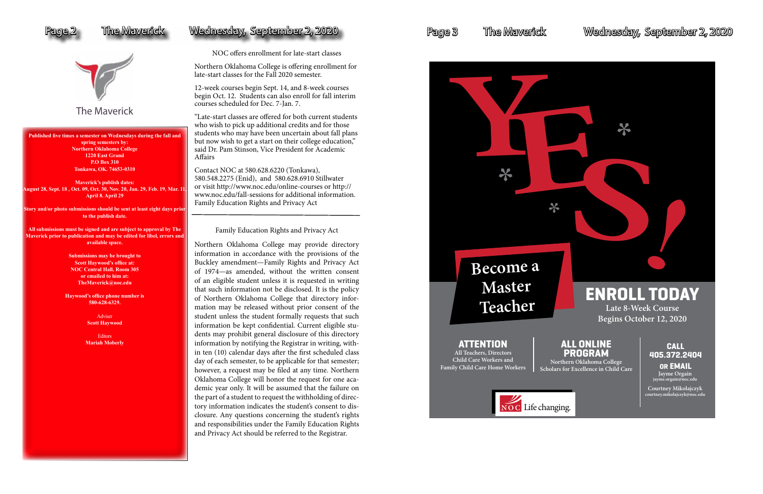The Maverick

**Published five times a semester on Wednesdays during the fall and spring semesters by:**
**Northern Oklahoma College**
**1220 East Grand**
**P.O Box 310**
**Tonkawa, OK. 74653-0310**

**Maverick's publish dates:**
**August 28, Sept. 18 , Oct. 09, Oct. 30, Nov. 20, Jan. 29, Feb. 19, Mar. 11, April 8. April 29**

**Story and/or photo submissions should be sent at least eight days prior to the publish date.**

**All submissions must be signed and are subject to approval by The Maverick prior to publication and may be edited for libel, errors and available space.**

**Submissions may be brought to Scott Haywood's office at: NOC Central Hall, Room 305 or emailed to him at: TheMaverick@noc.edu**

**Haywood's office phone number is 580-628-6329.**

Adviser
**Scott Haywood**

Editors
**Mariah Moberly**

## NOC offers enrollment for late-start classes

Northern Oklahoma College is offering enrollment for late-start classes for the Fall 2020 semester.

12-week courses begin Sept. 14, and 8-week courses begin Oct. 12. Students can also enroll for fall interim courses scheduled for Dec. 7-Jan. 7.

"Late-start classes are offered for both current students who wish to pick up additional credits and for those students who may have been uncertain about fall plans but now wish to get a start on their college education," said Dr. Pam Stinson, Vice President for Academic Affairs

Contact NOC at 580.628.6220 (Tonkawa), 580.548.2275 (Enid), and 580.628.6910 Stillwater or visit http://www.noc.edu/online-courses or http://www.noc.edu/fall-sessions for additional information.
Family Education Rights and Privacy Act

## Family Education Rights and Privacy Act

Northern Oklahoma College may provide directory information in accordance with the provisions of the Buckley amendment—Family Rights and Privacy Act of 1974—as amended, without the written consent of an eligible student unless it is requested in writing that such information not be disclosed. It is the policy of Northern Oklahoma College that directory information may be released without prior consent of the student unless the student formally requests that such information be kept confidential. Current eligible students may prohibit general disclosure of this directory information by notifying the Registrar in writing, within ten (10) calendar days after the first scheduled class day of each semester, to be applicable for that semester; however, a request may be filed at any time. Northern Oklahoma College will honor the request for one academic year only. It will be assumed that the failure on the part of a student to request the withholding of directory information indicates the student's consent to disclosure. Any questions concerning the student's rights and responsibilities under the Family Education Rights and Privacy Act should be referred to the Registrar.

# YES!

## Become a Master Teacher

## ENROLL TODAY

Late 8-Week Course
Begins October 12, 2020

**ATTENTION**
All Teachers, Directors Child Care Workers and Family Child Care Home Workers

**ALL ONLINE PROGRAM**
Northern Oklahoma College Scholars for Excellence in Child Care

**CALL**
**405.372.2404**

**OR EMAIL**
Jayme Orgain
jayme.orgain@noc.edu

Courtney Mikolajczyk
courtney.mikolajczyk@noc.edu

NOC Life changing.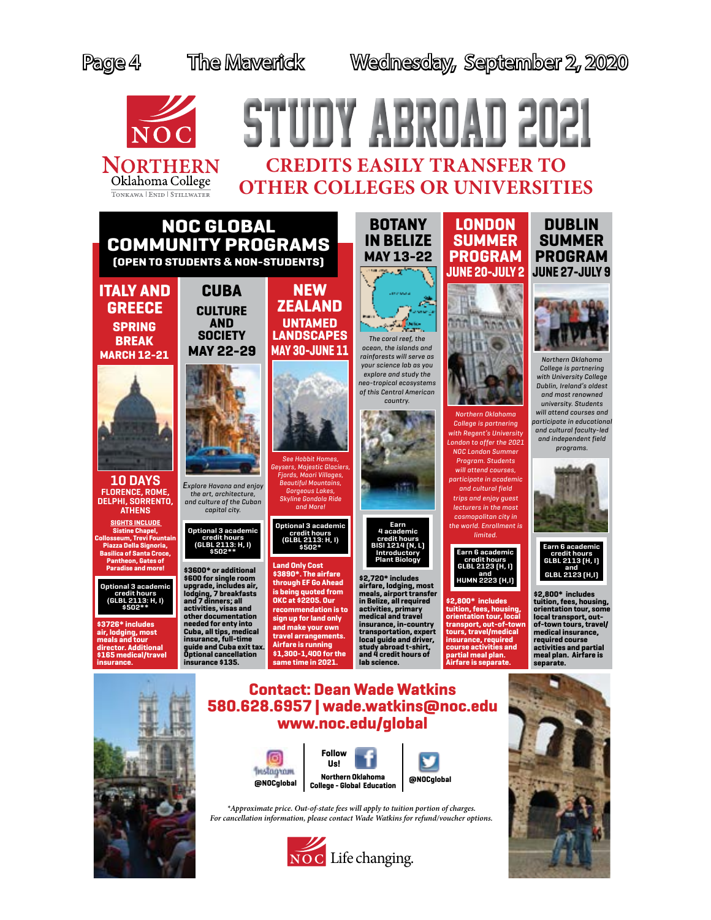# STUDY ABROAD 2021

## CREDITS EASILY TRANSFER TO OTHER COLLEGES OR UNIVERSITIES

## NOC GLOBAL COMMUNITY PROGRAMS
**(OPEN TO STUDENTS & NON-STUDENTS)**

### ITALY AND GREECE
**SPRING BREAK**
**MARCH 12-21**

**10 DAYS**
**FLORENCE, ROME, DELPHI, SORRENTO, ATHENS**

**SIGHTS INCLUDE**
**Sistine Chapel, Collosseum, Trevi Fountain Piazza Della Signoria, Basilica of Santa Croce, Pantheon, Gates of Paradise and more!**

**Optional 3 academic credit hours (GLBL 2113: H, I) $502\*\***

**$3726\* includes air, lodging, most meals and tour director. Additional $165 medical/travel insurance.**

### CUBA
**CULTURE AND SOCIETY**
**MAY 22-29**

*Explore Havana and enjoy the art, architecture, and culture of the Cuban capital city.*

**Optional 3 academic credit hours (GLBL 2113: H, I) $502\*\***

**$3600\* or additional $600 for single room upgrade, includes air, lodging, 7 breakfasts and 7 dinners; all activities, visas and other documentation needed for enty into Cuba, all tips, medical insurance, full-time guide and Cuba exit tax. Optional cancellation insurance $135.**

### NEW ZEALAND
**UNTAMED LANDSCAPES**
**MAY 30-JUNE 11**

*See Hobbit Homes, Geysers, Majestic Glaciers, Fjords, Maori Villages, Beautiful Mountains, Gorgeous Lakes, Skyline Gondola Ride and More!*

**Optional 3 academic credit hours (GLBL 2113: H, I) $502\***

**Land Only Cost $3890\*. The airfare through EF Go Ahead is being quoted from OKC at $2205. Our recommendation is to sign up for land only and make your own travel arrangements. Airfare is running $1,300-1,400 for the same time in 2021.**

### BOTANY IN BELIZE
**MAY 13-22**

*The coral reef, the ocean, the islands and rainforests will serve as your science lab as you explore and study the neo-tropical ecosystems of this Central American country.*

**Earn 4 academic credit hours BISI 1214 (N, L) Introductory Plant Biology**

**$2,720\* includes airfare, lodging, most meals, airport transfer in Belize, all required activities, primary medical and travel insurance, in-country transportation, expert local guide and driver, study abroad t-shirt, and 4 credit hours of lab science.**

### LONDON SUMMER PROGRAM
**JUNE 20-JULY 2**

*Northern Oklahoma College is partnering with Regent's University London to offer the 2021 NOC London Summer Program. Students will attend courses, participate in academic and cultural field trips and enjoy guest lecturers in the most cosmopolitan city in the world. Enrollment is limited.*

**Earn 6 academic credit hours GLBL 2123 (H, I) and HUMN 2223 (H,I)**

**$2,800\* includes tuition, fees, housing, orientation tour, local transport, out-of-town tours, travel/medical insurance, required course activities and partial meal plan. Airfare is separate.**

### DUBLIN SUMMER PROGRAM
**JUNE 27-JULY 9**

*Northern Oklahoma College is partnering with University College Dublin, Ireland's oldest and most renowned university. Students will attend courses and participate in educational and cultural faculty-led and independent field programs.*

**Earn 6 academic credit hours GLBL 2113 (H, I) and GLBL 2123 (H,I)**

**$2,800\* includes tuition, fees, housing, orientation tour, some local transport, out-of-town tours, travel/medical insurance, required course activities and partial meal plan. Airfare is separate.**

## Contact: Dean Wade Watkins
**580.628.6957 | wade.watkins@noc.edu**
**www.noc.edu/global**

Instagram @NOCglobal | Follow Us! Facebook: Northern Oklahoma College - Global Education | Twitter @NOCglobal

*\*Approximate price. Out-of-state fees will apply to tuition portion of charges.*
*For cancellation information, please contact Wade Watkins for refund/voucher options.*

NOC Life changing.